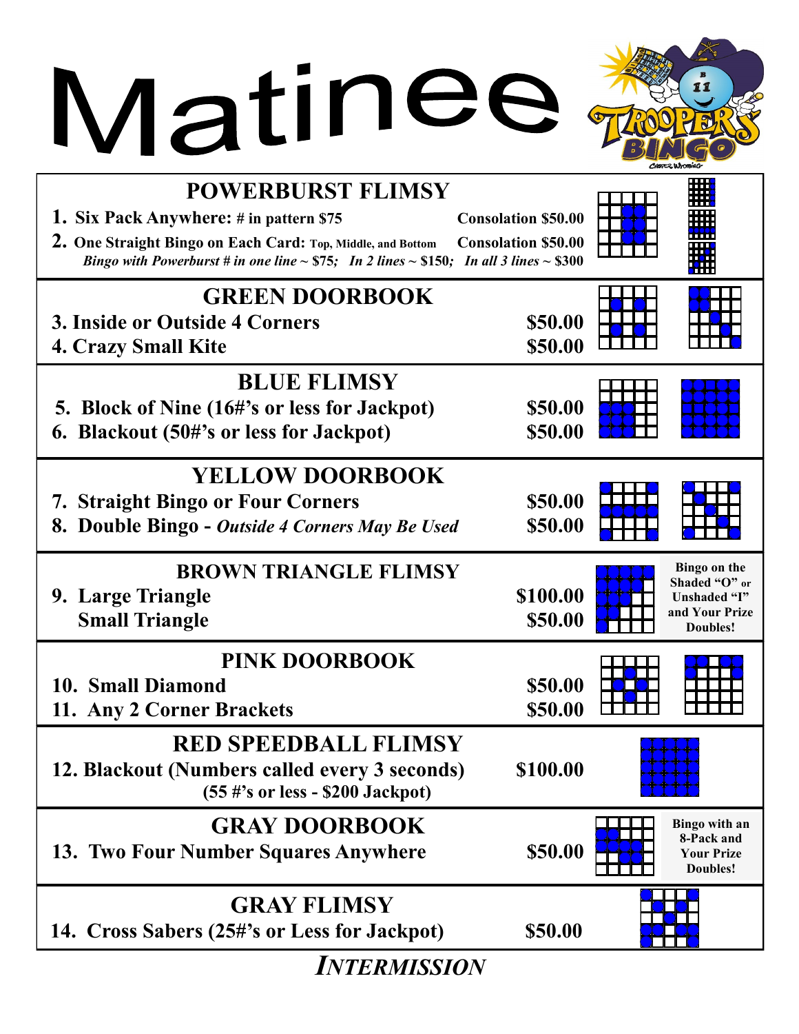# Matinee

TROOPERS BINGO
Casper, Wyoming

## POWERBURST FLIMSY

1. **Six Pack Anywhere: # in pattern $75** — **Consolation $50.00**
2. **One Straight Bingo on Each Card: Top, Middle, and Bottom** — **Consolation $50.00**

*Bingo with Powerburst # in one line ~ $75; In 2 lines ~ $150; In all 3 lines ~ $300*

## GREEN DOORBOOK

| | |
|---|---|
| **3. Inside or Outside 4 Corners** | **$50.00** |
| **4. Crazy Small Kite** | **$50.00** |

## BLUE FLIMSY

| | |
|---|---|
| **5. Block of Nine (16#'s or less for Jackpot)** | **$50.00** |
| **6. Blackout (50#'s or less for Jackpot)** | **$50.00** |

## YELLOW DOORBOOK

| | |
|---|---|
| **7. Straight Bingo or Four Corners** | **$50.00** |
| **8. Double Bingo - *Outside 4 Corners May Be Used*** | **$50.00** |

## BROWN TRIANGLE FLIMSY

| | |
|---|---|
| **9. Large Triangle** | **$100.00** |
| **Small Triangle** | **$50.00** |

**Bingo on the Shaded "O" or Unshaded "I" and Your Prize Doubles!**

## PINK DOORBOOK

| | |
|---|---|
| **10. Small Diamond** | **$50.00** |
| **11. Any 2 Corner Brackets** | **$50.00** |

## RED SPEEDBALL FLIMSY

| | |
|---|---|
| **12. Blackout (Numbers called every 3 seconds)** | **$100.00** |
| **(55 #'s or less - $200 Jackpot)** | |

## GRAY DOORBOOK

| | |
|---|---|
| **13. Two Four Number Squares Anywhere** | **$50.00** |

**Bingo with an 8-Pack and Your Prize Doubles!**

## GRAY FLIMSY

| | |
|---|---|
| **14. Cross Sabers (25#'s or Less for Jackpot)** | **$50.00** |

***INTERMISSION***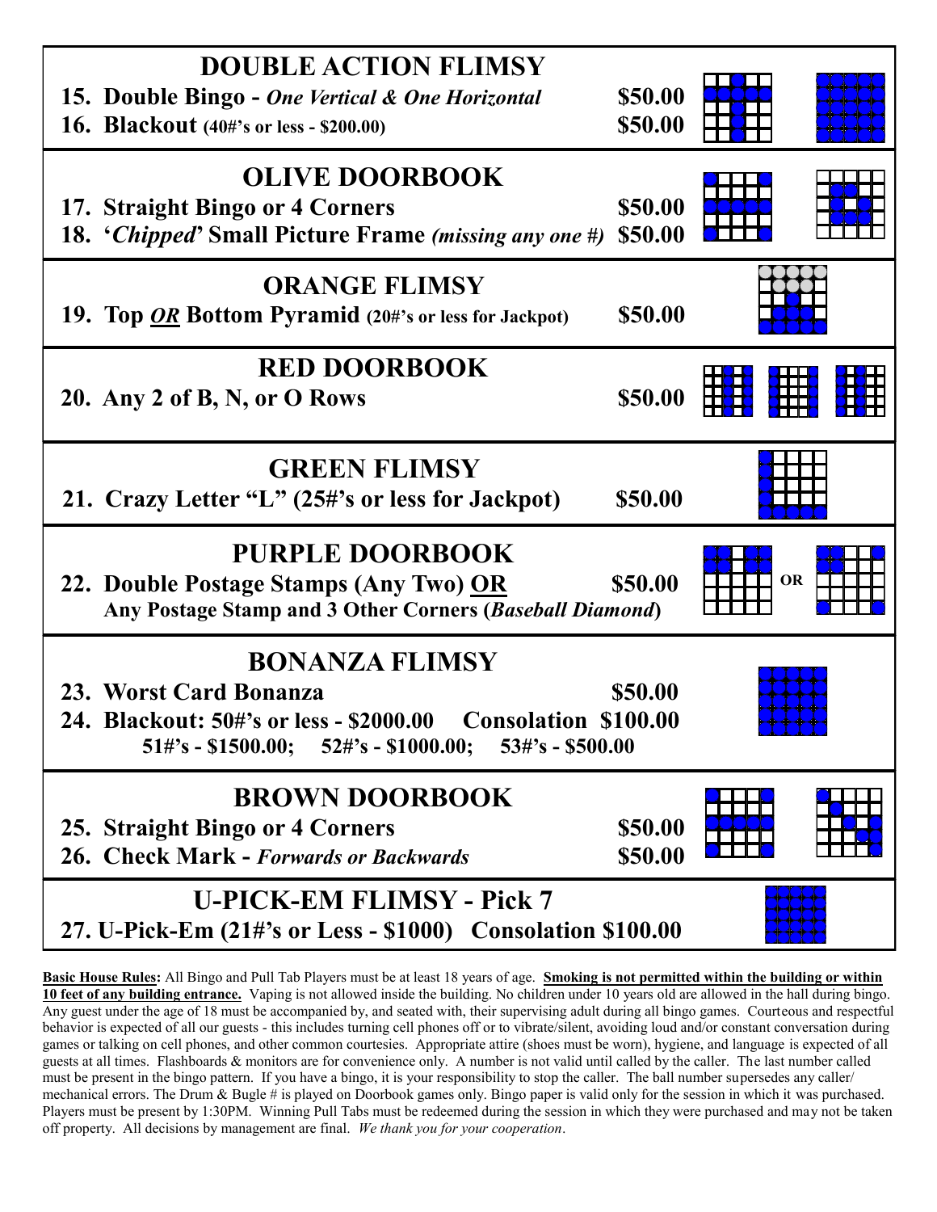## DOUBLE ACTION FLIMSY

**15. Double Bingo -** ***One Vertical & One Horizontal*** **$50.00**

**16. Blackout (40#'s or less - $200.00)** **$50.00**

## OLIVE DOORBOOK

**17. Straight Bingo or 4 Corners** **$50.00**

**18. '*Chipped*' Small Picture Frame** ***(missing any one #)*** **$50.00**

## ORANGE FLIMSY

**19. Top *OR* Bottom Pyramid (20#'s or less for Jackpot)** **$50.00**

## RED DOORBOOK

**20. Any 2 of B, N, or O Rows** **$50.00**

## GREEN FLIMSY

**21. Crazy Letter "L" (25#'s or less for Jackpot)** **$50.00**

## PURPLE DOORBOOK

**22. Double Postage Stamps (Any Two) OR** **$50.00**
**Any Postage Stamp and 3 Other Corners (*Baseball Diamond*)**

OR

## BONANZA FLIMSY

**23. Worst Card Bonanza** **$50.00**

**24. Blackout: 50#'s or less - $2000.00 Consolation $100.00**
**51#'s - $1500.00; 52#'s - $1000.00; 53#'s - $500.00**

## BROWN DOORBOOK

**25. Straight Bingo or 4 Corners** **$50.00**

**26. Check Mark -** ***Forwards or Backwards*** **$50.00**

## U-PICK-EM FLIMSY - Pick 7

**27. U-Pick-Em (21#'s or Less - $1000) Consolation $100.00**

**Basic House Rules:** All Bingo and Pull Tab Players must be at least 18 years of age. **Smoking is not permitted within the building or within 10 feet of any building entrance.** Vaping is not allowed inside the building. No children under 10 years old are allowed in the hall during bingo. Any guest under the age of 18 must be accompanied by, and seated with, their supervising adult during all bingo games. Courteous and respectful behavior is expected of all our guests - this includes turning cell phones off or to vibrate/silent, avoiding loud and/or constant conversation during games or talking on cell phones, and other common courtesies. Appropriate attire (shoes must be worn), hygiene, and language is expected of all guests at all times. Flashboards & monitors are for convenience only. A number is not valid until called by the caller. The last number called must be present in the bingo pattern. If you have a bingo, it is your responsibility to stop the caller. The ball number supersedes any caller/ mechanical errors. The Drum & Bugle # is played on Doorbook games only. Bingo paper is valid only for the session in which it was purchased. Players must be present by 1:30PM. Winning Pull Tabs must be redeemed during the session in which they were purchased and may not be taken off property. All decisions by management are final. *We thank you for your cooperation*.